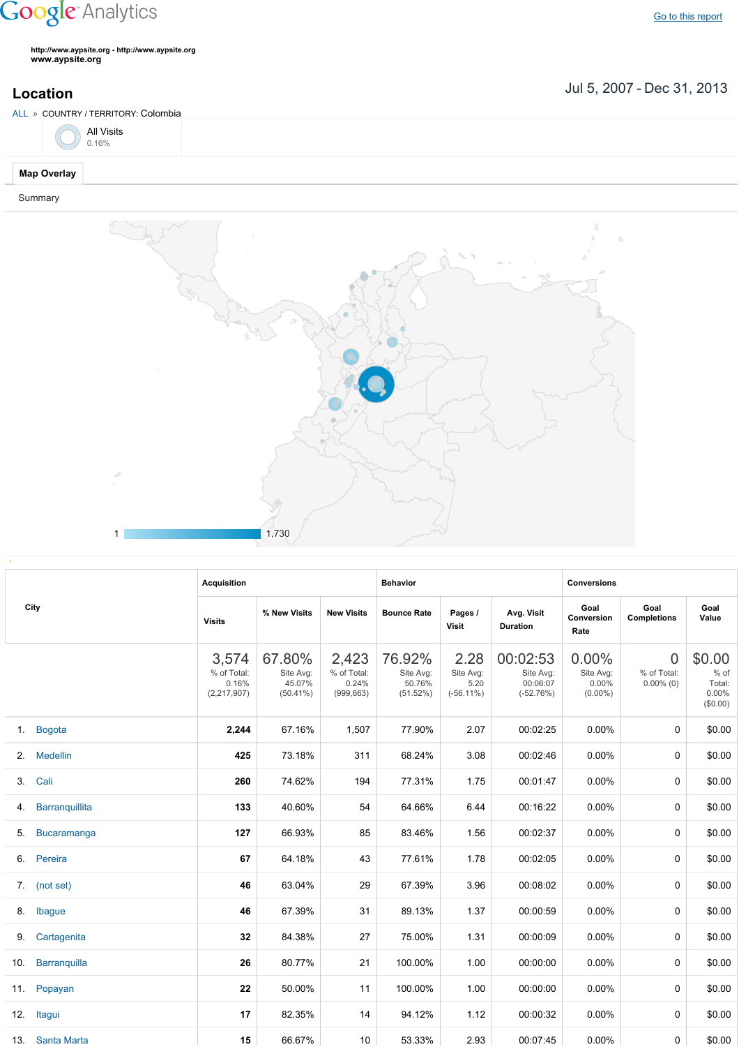Google Analytics

Go to this report

http://www.aypsite.org - http://www.aypsite.org
www.aypsite.org

# Location

Jul 5, 2007 - Dec 31, 2013

ALL » COUNTRY / TERRITORY: Colombia

All Visits
0.16%

Map Overlay

Summary

1 1,730

| City | Acquisition | | | Behavior | | | Conversions | | |
|---|---|---|---|---|---|---|---|---|---|
| | Visits | % New Visits | New Visits | Bounce Rate | Pages / Visit | Avg. Visit Duration | Goal Conversion Rate | Goal Completions | Goal Value |
| | 3,574 % of Total: 0.16% (2,217,907) | 67.80% Site Avg: 45.07% (50.41%) | 2,423 % of Total: 0.24% (999,663) | 76.92% Site Avg: 50.76% (51.52%) | 2.28 Site Avg: 5.20 (-56.11%) | 00:02:53 Site Avg: 00:06:07 (-52.76%) | 0.00% Site Avg: 0.00% (0.00%) | 0 % of Total: 0.00% (0) | $0.00 % of Total: 0.00% ($0.00) |
| 1. Bogota | **2,244** | 67.16% | 1,507 | 77.90% | 2.07 | 00:02:25 | 0.00% | 0 | $0.00 |
| 2. Medellin | **425** | 73.18% | 311 | 68.24% | 3.08 | 00:02:46 | 0.00% | 0 | $0.00 |
| 3. Cali | **260** | 74.62% | 194 | 77.31% | 1.75 | 00:01:47 | 0.00% | 0 | $0.00 |
| 4. Barranquillita | **133** | 40.60% | 54 | 64.66% | 6.44 | 00:16:22 | 0.00% | 0 | $0.00 |
| 5. Bucaramanga | **127** | 66.93% | 85 | 83.46% | 1.56 | 00:02:37 | 0.00% | 0 | $0.00 |
| 6. Pereira | **67** | 64.18% | 43 | 77.61% | 1.78 | 00:02:05 | 0.00% | 0 | $0.00 |
| 7. (not set) | **46** | 63.04% | 29 | 67.39% | 3.96 | 00:08:02 | 0.00% | 0 | $0.00 |
| 8. Ibague | **46** | 67.39% | 31 | 89.13% | 1.37 | 00:00:59 | 0.00% | 0 | $0.00 |
| 9. Cartagenita | **32** | 84.38% | 27 | 75.00% | 1.31 | 00:00:09 | 0.00% | 0 | $0.00 |
| 10. Barranquilla | **26** | 80.77% | 21 | 100.00% | 1.00 | 00:00:00 | 0.00% | 0 | $0.00 |
| 11. Popayan | **22** | 50.00% | 11 | 100.00% | 1.00 | 00:00:00 | 0.00% | 0 | $0.00 |
| 12. Itagui | **17** | 82.35% | 14 | 94.12% | 1.12 | 00:00:32 | 0.00% | 0 | $0.00 |
| 13. Santa Marta | **15** | 66.67% | 10 | 53.33% | 2.93 | 00:07:45 | 0.00% | 0 | $0.00 |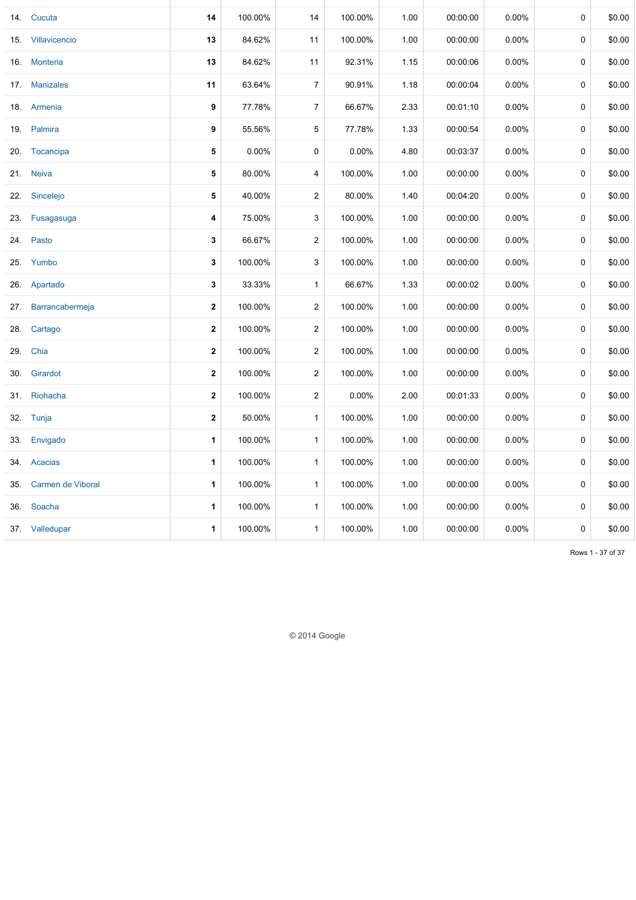| | | | | | | | | | |
|---|---|---|---|---|---|---|---|---|---|
| 14. | Cucuta | **14** | 100.00% | 14 | 100.00% | 1.00 | 00:00:00 | 0.00% | 0 | $0.00 |
| 15. | Villavicencio | **13** | 84.62% | 11 | 100.00% | 1.00 | 00:00:00 | 0.00% | 0 | $0.00 |
| 16. | Monteria | **13** | 84.62% | 11 | 92.31% | 1.15 | 00:00:06 | 0.00% | 0 | $0.00 |
| 17. | Manizales | **11** | 63.64% | 7 | 90.91% | 1.18 | 00:00:04 | 0.00% | 0 | $0.00 |
| 18. | Armenia | **9** | 77.78% | 7 | 66.67% | 2.33 | 00:01:10 | 0.00% | 0 | $0.00 |
| 19. | Palmira | **9** | 55.56% | 5 | 77.78% | 1.33 | 00:00:54 | 0.00% | 0 | $0.00 |
| 20. | Tocancipa | **5** | 0.00% | 0 | 0.00% | 4.80 | 00:03:37 | 0.00% | 0 | $0.00 |
| 21. | Neiva | **5** | 80.00% | 4 | 100.00% | 1.00 | 00:00:00 | 0.00% | 0 | $0.00 |
| 22. | Sincelejo | **5** | 40.00% | 2 | 80.00% | 1.40 | 00:04:20 | 0.00% | 0 | $0.00 |
| 23. | Fusagasuga | **4** | 75.00% | 3 | 100.00% | 1.00 | 00:00:00 | 0.00% | 0 | $0.00 |
| 24. | Pasto | **3** | 66.67% | 2 | 100.00% | 1.00 | 00:00:00 | 0.00% | 0 | $0.00 |
| 25. | Yumbo | **3** | 100.00% | 3 | 100.00% | 1.00 | 00:00:00 | 0.00% | 0 | $0.00 |
| 26. | Apartado | **3** | 33.33% | 1 | 66.67% | 1.33 | 00:00:02 | 0.00% | 0 | $0.00 |
| 27. | Barrancabermeja | **2** | 100.00% | 2 | 100.00% | 1.00 | 00:00:00 | 0.00% | 0 | $0.00 |
| 28. | Cartago | **2** | 100.00% | 2 | 100.00% | 1.00 | 00:00:00 | 0.00% | 0 | $0.00 |
| 29. | Chia | **2** | 100.00% | 2 | 100.00% | 1.00 | 00:00:00 | 0.00% | 0 | $0.00 |
| 30. | Girardot | **2** | 100.00% | 2 | 100.00% | 1.00 | 00:00:00 | 0.00% | 0 | $0.00 |
| 31. | Riohacha | **2** | 100.00% | 2 | 0.00% | 2.00 | 00:01:33 | 0.00% | 0 | $0.00 |
| 32. | Tunja | **2** | 50.00% | 1 | 100.00% | 1.00 | 00:00:00 | 0.00% | 0 | $0.00 |
| 33. | Envigado | **1** | 100.00% | 1 | 100.00% | 1.00 | 00:00:00 | 0.00% | 0 | $0.00 |
| 34. | Acacias | **1** | 100.00% | 1 | 100.00% | 1.00 | 00:00:00 | 0.00% | 0 | $0.00 |
| 35. | Carmen de Viboral | **1** | 100.00% | 1 | 100.00% | 1.00 | 00:00:00 | 0.00% | 0 | $0.00 |
| 36. | Soacha | **1** | 100.00% | 1 | 100.00% | 1.00 | 00:00:00 | 0.00% | 0 | $0.00 |
| 37. | Valledupar | **1** | 100.00% | 1 | 100.00% | 1.00 | 00:00:00 | 0.00% | 0 | $0.00 |

Rows 1 - 37 of 37

© 2014 Google